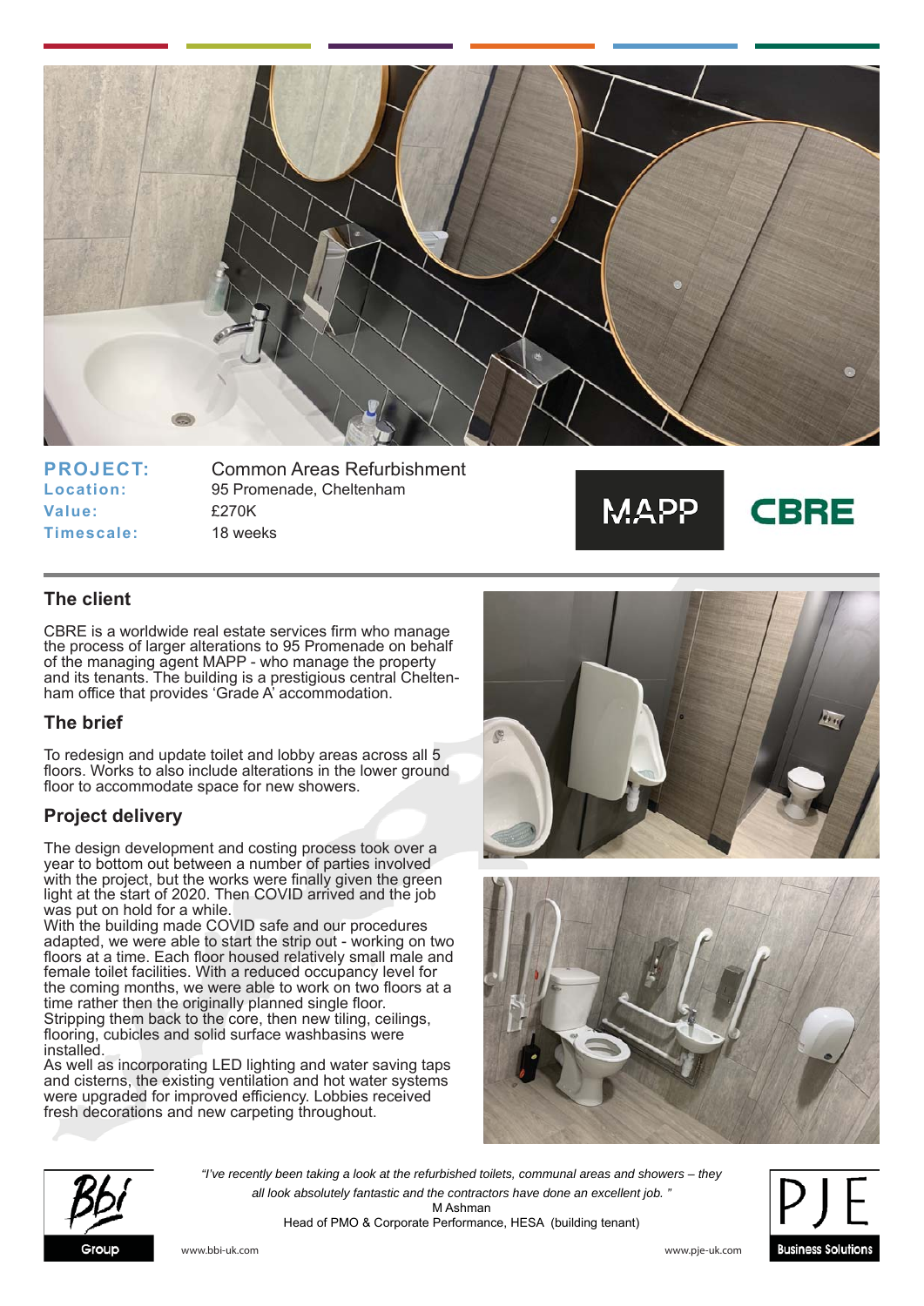| | |
|---|---|
| **PROJECT:** | Common Areas Refurbishment |
| **Location:** | 95 Promenade, Cheltenham |
| **Value:** | £270K |
| **Timescale:** | 18 weeks |

MAPP CBRE

## The client

CBRE is a worldwide real estate services firm who manage the process of larger alterations to 95 Promenade on behalf of the managing agent MAPP - who manage the property and its tenants. The building is a prestigious central Cheltenham office that provides 'Grade A' accommodation.

## The brief

To redesign and update toilet and lobby areas across all 5 floors. Works to also include alterations in the lower ground floor to accommodate space for new showers.

## Project delivery

The design development and costing process took over a year to bottom out between a number of parties involved with the project, but the works were finally given the green light at the start of 2020. Then COVID arrived and the job was put on hold for a while.

With the building made COVID safe and our procedures adapted, we were able to start the strip out - working on two floors at a time. Each floor housed relatively small male and female toilet facilities. With a reduced occupancy level for the coming months, we were able to work on two floors at a time rather then the originally planned single floor.

Stripping them back to the core, then new tiling, ceilings, flooring, cubicles and solid surface washbasins were installed.

As well as incorporating LED lighting and water saving taps and cisterns, the existing ventilation and hot water systems were upgraded for improved efficiency. Lobbies received fresh decorations and new carpeting throughout.

*"I've recently been taking a look at the refurbished toilets, communal areas and showers – they all look absolutely fantastic and the contractors have done an excellent job. "*

M Ashman
Head of PMO & Corporate Performance, HESA (building tenant)

Bbi Group — www.bbi-uk.com

PJE Business Solutions — www.pje-uk.com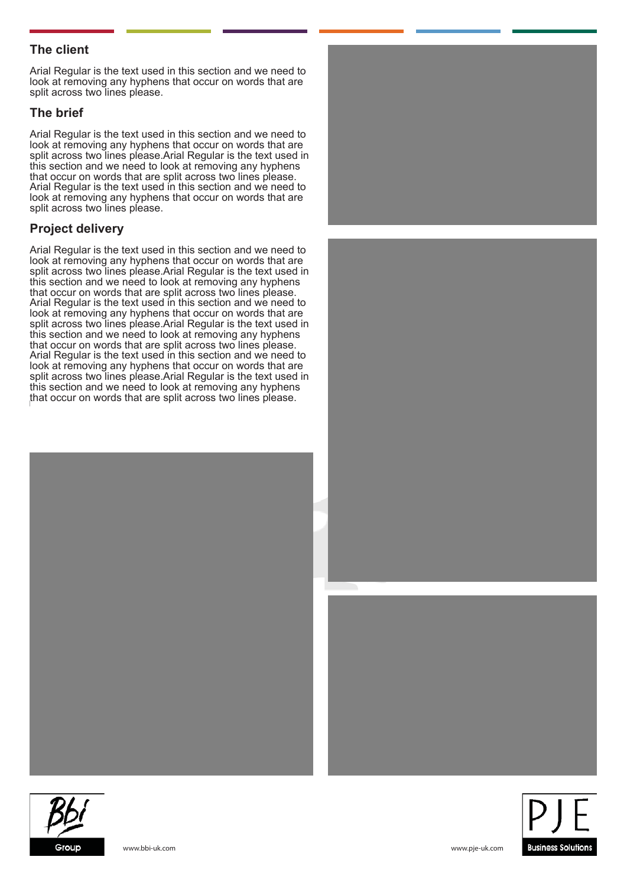## The client

Arial Regular is the text used in this section and we need to look at removing any hyphens that occur on words that are split across two lines please.

## The brief

Arial Regular is the text used in this section and we need to look at removing any hyphens that occur on words that are split across two lines please.Arial Regular is the text used in this section and we need to look at removing any hyphens that occur on words that are split across two lines please. Arial Regular is the text used in this section and we need to look at removing any hyphens that occur on words that are split across two lines please.

## Project delivery

Arial Regular is the text used in this section and we need to look at removing any hyphens that occur on words that are split across two lines please.Arial Regular is the text used in this section and we need to look at removing any hyphens that occur on words that are split across two lines please. Arial Regular is the text used in this section and we need to look at removing any hyphens that occur on words that are split across two lines please.Arial Regular is the text used in this section and we need to look at removing any hyphens that occur on words that are split across two lines please. Arial Regular is the text used in this section and we need to look at removing any hyphens that occur on words that are split across two lines please.Arial Regular is the text used in this section and we need to look at removing any hyphens that occur on words that are split across two lines please.

Bbi Group

www.bbi-uk.com

www.pje-uk.com

PJE Business Solutions